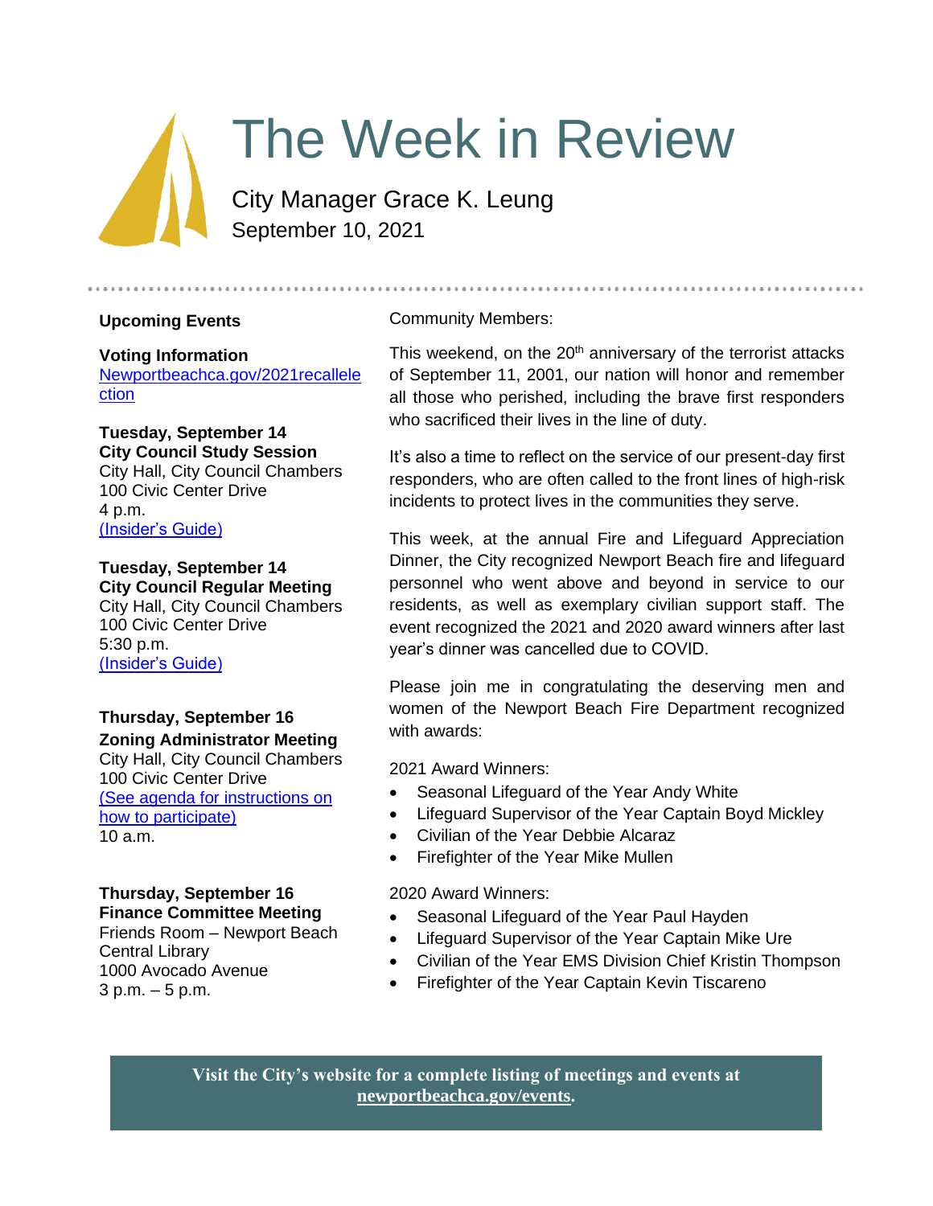# The Week in Review

City Manager Grace K. Leung
September 10, 2021

## Upcoming Events

**Voting Information**
[Newportbeachca.gov/2021recallelection](Newportbeachca.gov/2021recallelection)

**Tuesday, September 14**
**City Council Study Session**
City Hall, City Council Chambers
100 Civic Center Drive
4 p.m.
[(Insider's Guide)]()

**Tuesday, September 14**
**City Council Regular Meeting**
City Hall, City Council Chambers
100 Civic Center Drive
5:30 p.m.
[(Insider's Guide)]()

**Thursday, September 16**
**Zoning Administrator Meeting**
City Hall, City Council Chambers
100 Civic Center Drive
[(See agenda for instructions on how to participate)]()
10 a.m.

**Thursday, September 16**
**Finance Committee Meeting**
Friends Room – Newport Beach Central Library
1000 Avocado Avenue
3 p.m. – 5 p.m.

Community Members:

This weekend, on the 20th anniversary of the terrorist attacks of September 11, 2001, our nation will honor and remember all those who perished, including the brave first responders who sacrificed their lives in the line of duty.

It's also a time to reflect on the service of our present-day first responders, who are often called to the front lines of high-risk incidents to protect lives in the communities they serve.

This week, at the annual Fire and Lifeguard Appreciation Dinner, the City recognized Newport Beach fire and lifeguard personnel who went above and beyond in service to our residents, as well as exemplary civilian support staff. The event recognized the 2021 and 2020 award winners after last year's dinner was cancelled due to COVID.

Please join me in congratulating the deserving men and women of the Newport Beach Fire Department recognized with awards:

2021 Award Winners:

- Seasonal Lifeguard of the Year Andy White
- Lifeguard Supervisor of the Year Captain Boyd Mickley
- Civilian of the Year Debbie Alcaraz
- Firefighter of the Year Mike Mullen

2020 Award Winners:

- Seasonal Lifeguard of the Year Paul Hayden
- Lifeguard Supervisor of the Year Captain Mike Ure
- Civilian of the Year EMS Division Chief Kristin Thompson
- Firefighter of the Year Captain Kevin Tiscareno

**Visit the City's website for a complete listing of meetings and events at [newportbeachca.gov/events](newportbeachca.gov/events).**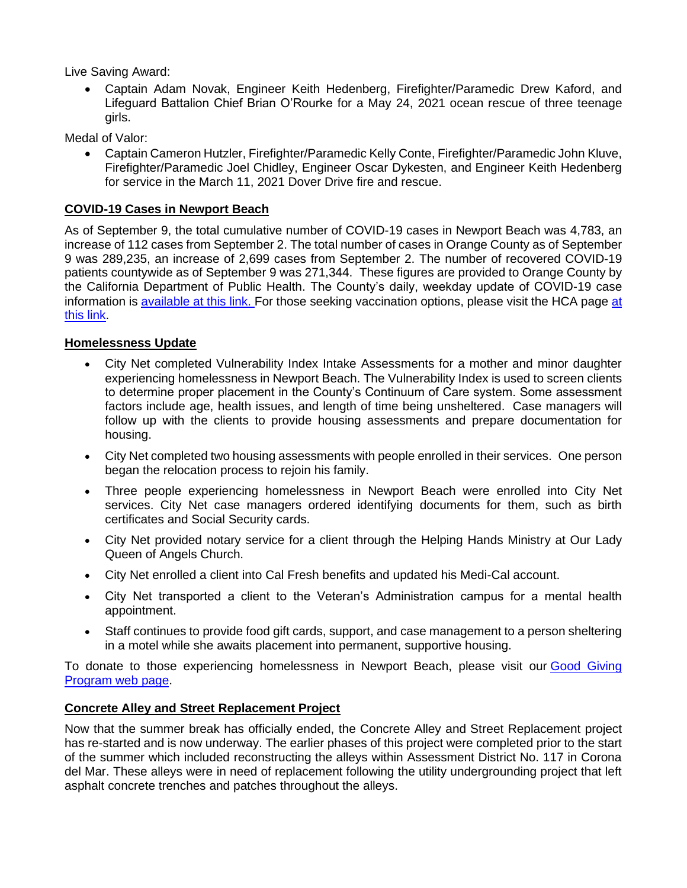Live Saving Award:

- Captain Adam Novak, Engineer Keith Hedenberg, Firefighter/Paramedic Drew Kaford, and Lifeguard Battalion Chief Brian O'Rourke for a May 24, 2021 ocean rescue of three teenage girls.

Medal of Valor:

- Captain Cameron Hutzler, Firefighter/Paramedic Kelly Conte, Firefighter/Paramedic John Kluve, Firefighter/Paramedic Joel Chidley, Engineer Oscar Dykesten, and Engineer Keith Hedenberg for service in the March 11, 2021 Dover Drive fire and rescue.

**COVID-19 Cases in Newport Beach**

As of September 9, the total cumulative number of COVID-19 cases in Newport Beach was 4,783, an increase of 112 cases from September 2. The total number of cases in Orange County as of September 9 was 289,235, an increase of 2,699 cases from September 2. The number of recovered COVID-19 patients countywide as of September 9 was 271,344. These figures are provided to Orange County by the California Department of Public Health. The County's daily, weekday update of COVID-19 case information is available at this link. For those seeking vaccination options, please visit the HCA page at this link.

**Homelessness Update**

- City Net completed Vulnerability Index Intake Assessments for a mother and minor daughter experiencing homelessness in Newport Beach. The Vulnerability Index is used to screen clients to determine proper placement in the County's Continuum of Care system. Some assessment factors include age, health issues, and length of time being unsheltered. Case managers will follow up with the clients to provide housing assessments and prepare documentation for housing.
- City Net completed two housing assessments with people enrolled in their services. One person began the relocation process to rejoin his family.
- Three people experiencing homelessness in Newport Beach were enrolled into City Net services. City Net case managers ordered identifying documents for them, such as birth certificates and Social Security cards.
- City Net provided notary service for a client through the Helping Hands Ministry at Our Lady Queen of Angels Church.
- City Net enrolled a client into Cal Fresh benefits and updated his Medi-Cal account.
- City Net transported a client to the Veteran's Administration campus for a mental health appointment.
- Staff continues to provide food gift cards, support, and case management to a person sheltering in a motel while she awaits placement into permanent, supportive housing.

To donate to those experiencing homelessness in Newport Beach, please visit our Good Giving Program web page.

**Concrete Alley and Street Replacement Project**

Now that the summer break has officially ended, the Concrete Alley and Street Replacement project has re-started and is now underway. The earlier phases of this project were completed prior to the start of the summer which included reconstructing the alleys within Assessment District No. 117 in Corona del Mar. These alleys were in need of replacement following the utility undergrounding project that left asphalt concrete trenches and patches throughout the alleys.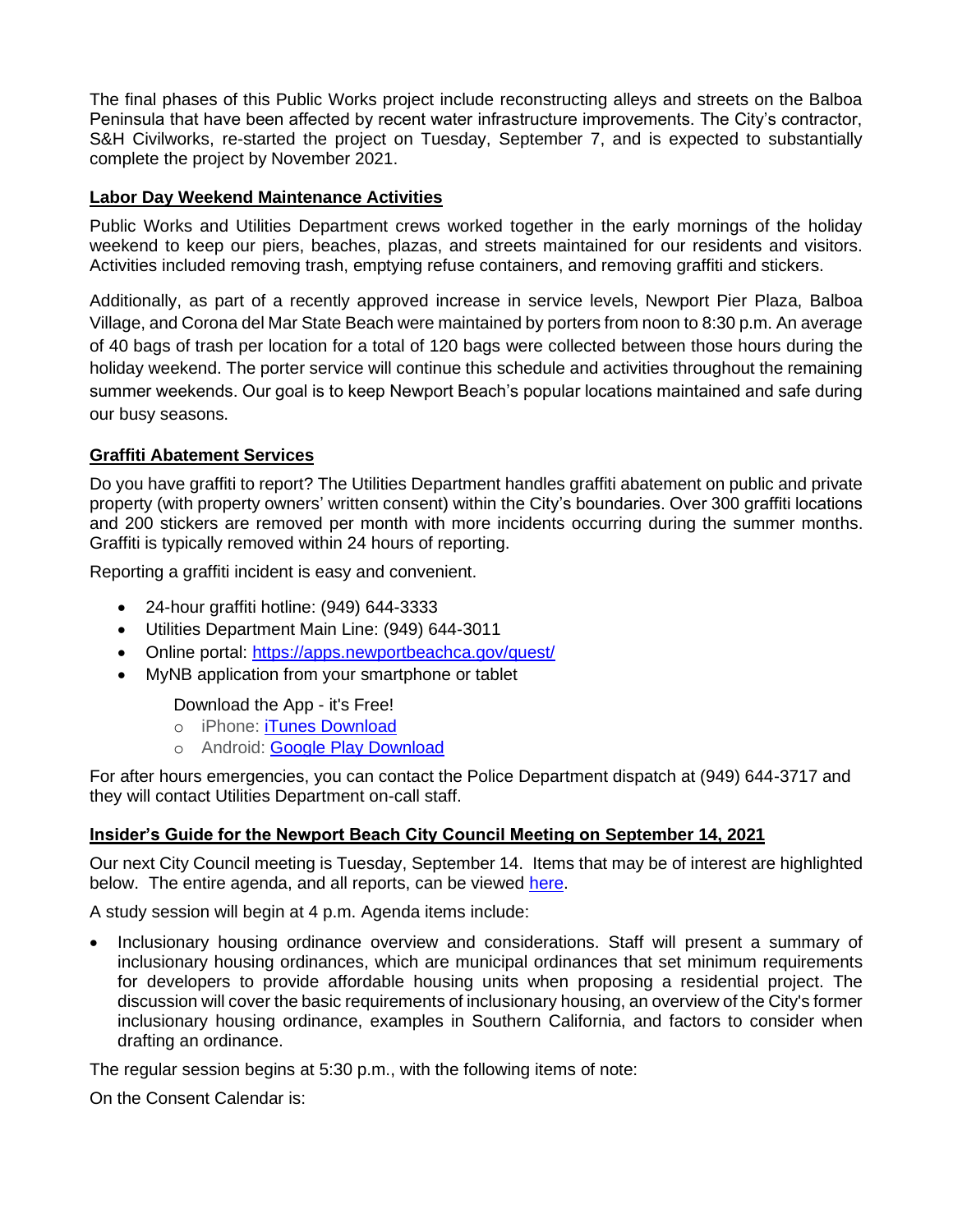The final phases of this Public Works project include reconstructing alleys and streets on the Balboa Peninsula that have been affected by recent water infrastructure improvements. The City's contractor, S&H Civilworks, re-started the project on Tuesday, September 7, and is expected to substantially complete the project by November 2021.

## Labor Day Weekend Maintenance Activities

Public Works and Utilities Department crews worked together in the early mornings of the holiday weekend to keep our piers, beaches, plazas, and streets maintained for our residents and visitors. Activities included removing trash, emptying refuse containers, and removing graffiti and stickers.

Additionally, as part of a recently approved increase in service levels, Newport Pier Plaza, Balboa Village, and Corona del Mar State Beach were maintained by porters from noon to 8:30 p.m. An average of 40 bags of trash per location for a total of 120 bags were collected between those hours during the holiday weekend. The porter service will continue this schedule and activities throughout the remaining summer weekends. Our goal is to keep Newport Beach's popular locations maintained and safe during our busy seasons.

## Graffiti Abatement Services

Do you have graffiti to report? The Utilities Department handles graffiti abatement on public and private property (with property owners' written consent) within the City's boundaries. Over 300 graffiti locations and 200 stickers are removed per month with more incidents occurring during the summer months. Graffiti is typically removed within 24 hours of reporting.

Reporting a graffiti incident is easy and convenient.

- 24-hour graffiti hotline: (949) 644-3333
- Utilities Department Main Line: (949) 644-3011
- Online portal: [https://apps.newportbeachca.gov/quest/](https://apps.newportbeachca.gov/quest/)
- MyNB application from your smartphone or tablet

  Download the App - it's Free!
  - iPhone: iTunes Download
  - Android: Google Play Download

For after hours emergencies, you can contact the Police Department dispatch at (949) 644-3717 and they will contact Utilities Department on-call staff.

## Insider's Guide for the Newport Beach City Council Meeting on September 14, 2021

Our next City Council meeting is Tuesday, September 14. Items that may be of interest are highlighted below. The entire agenda, and all reports, can be viewed here.

A study session will begin at 4 p.m. Agenda items include:

- Inclusionary housing ordinance overview and considerations. Staff will present a summary of inclusionary housing ordinances, which are municipal ordinances that set minimum requirements for developers to provide affordable housing units when proposing a residential project. The discussion will cover the basic requirements of inclusionary housing, an overview of the City's former inclusionary housing ordinance, examples in Southern California, and factors to consider when drafting an ordinance.

The regular session begins at 5:30 p.m., with the following items of note:

On the Consent Calendar is: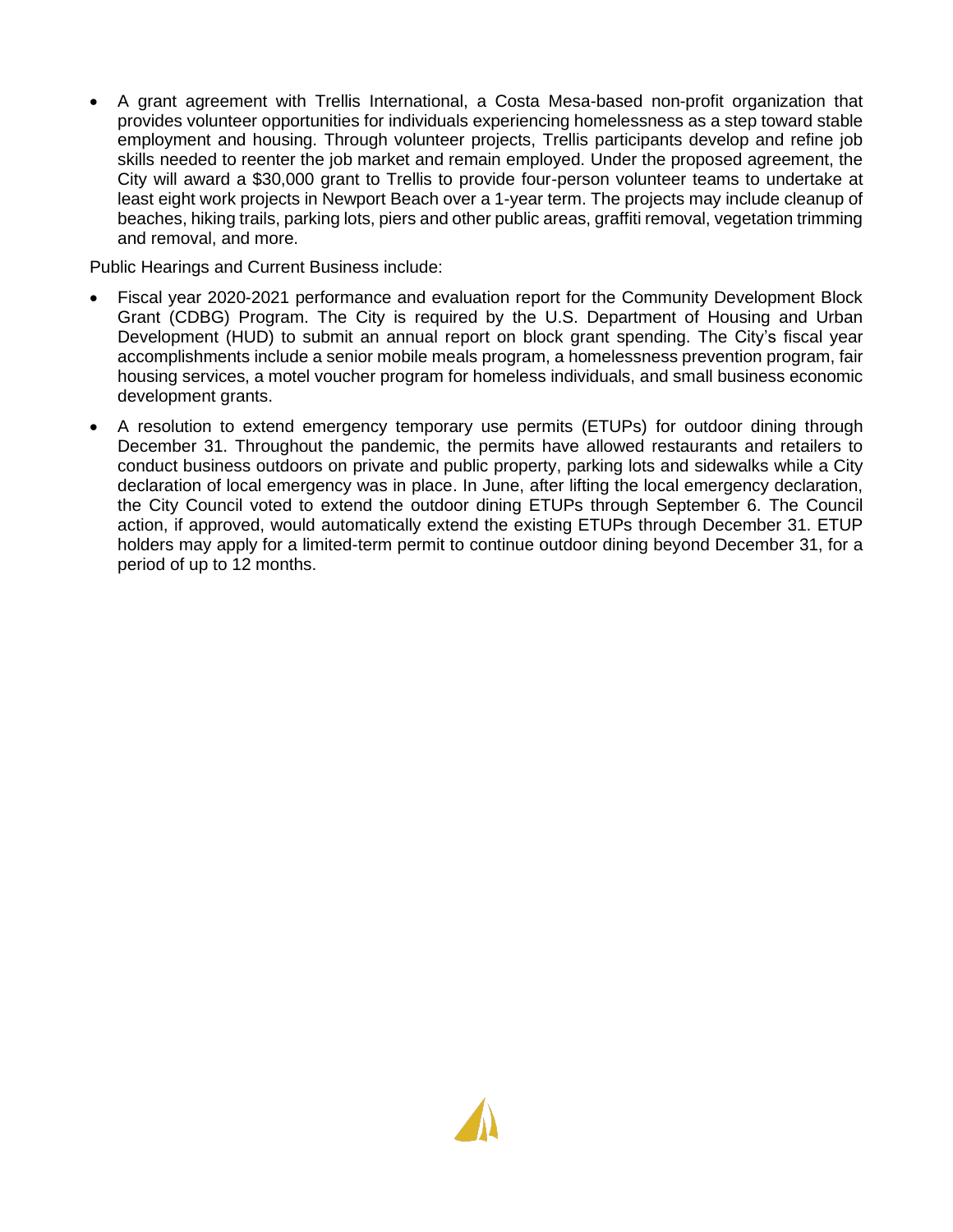- A grant agreement with Trellis International, a Costa Mesa-based non-profit organization that provides volunteer opportunities for individuals experiencing homelessness as a step toward stable employment and housing. Through volunteer projects, Trellis participants develop and refine job skills needed to reenter the job market and remain employed. Under the proposed agreement, the City will award a $30,000 grant to Trellis to provide four-person volunteer teams to undertake at least eight work projects in Newport Beach over a 1-year term. The projects may include cleanup of beaches, hiking trails, parking lots, piers and other public areas, graffiti removal, vegetation trimming and removal, and more.

Public Hearings and Current Business include:

- Fiscal year 2020-2021 performance and evaluation report for the Community Development Block Grant (CDBG) Program. The City is required by the U.S. Department of Housing and Urban Development (HUD) to submit an annual report on block grant spending. The City's fiscal year accomplishments include a senior mobile meals program, a homelessness prevention program, fair housing services, a motel voucher program for homeless individuals, and small business economic development grants.
- A resolution to extend emergency temporary use permits (ETUPs) for outdoor dining through December 31. Throughout the pandemic, the permits have allowed restaurants and retailers to conduct business outdoors on private and public property, parking lots and sidewalks while a City declaration of local emergency was in place. In June, after lifting the local emergency declaration, the City Council voted to extend the outdoor dining ETUPs through September 6. The Council action, if approved, would automatically extend the existing ETUPs through December 31. ETUP holders may apply for a limited-term permit to continue outdoor dining beyond December 31, for a period of up to 12 months.